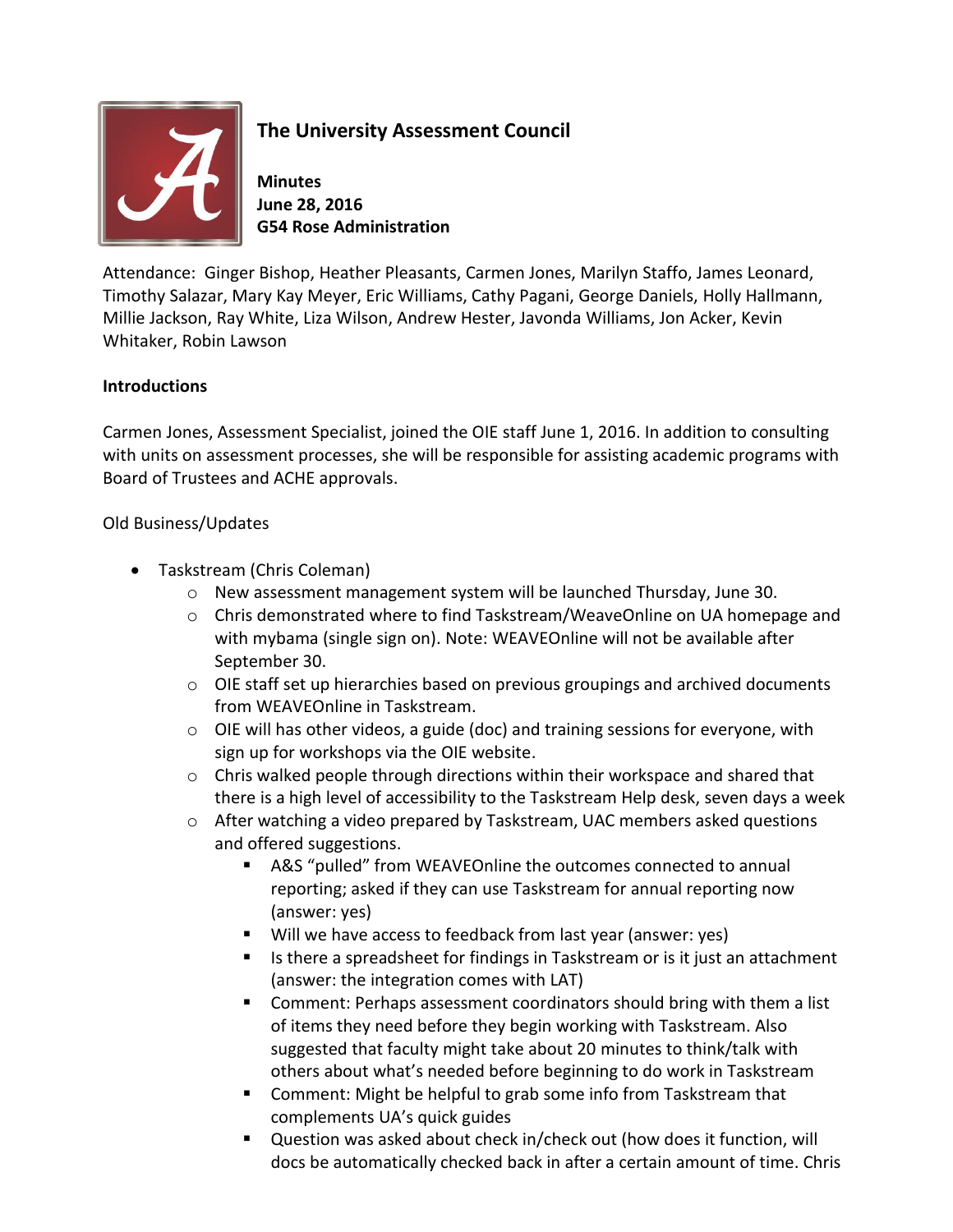# The University Assessment Council

**Minutes**
**June 28, 2016**
**G54 Rose Administration**

Attendance: Ginger Bishop, Heather Pleasants, Carmen Jones, Marilyn Staffo, James Leonard, Timothy Salazar, Mary Kay Meyer, Eric Williams, Cathy Pagani, George Daniels, Holly Hallmann, Millie Jackson, Ray White, Liza Wilson, Andrew Hester, Javonda Williams, Jon Acker, Kevin Whitaker, Robin Lawson

**Introductions**

Carmen Jones, Assessment Specialist, joined the OIE staff June 1, 2016. In addition to consulting with units on assessment processes, she will be responsible for assisting academic programs with Board of Trustees and ACHE approvals.

Old Business/Updates

- Taskstream (Chris Coleman)
    - New assessment management system will be launched Thursday, June 30.
    - Chris demonstrated where to find Taskstream/WeaveOnline on UA homepage and with mybama (single sign on). Note: WEAVEOnline will not be available after September 30.
    - OIE staff set up hierarchies based on previous groupings and archived documents from WEAVEOnline in Taskstream.
    - OIE will has other videos, a guide (doc) and training sessions for everyone, with sign up for workshops via the OIE website.
    - Chris walked people through directions within their workspace and shared that there is a high level of accessibility to the Taskstream Help desk, seven days a week
    - After watching a video prepared by Taskstream, UAC members asked questions and offered suggestions.
        - A&S "pulled" from WEAVEOnline the outcomes connected to annual reporting; asked if they can use Taskstream for annual reporting now (answer: yes)
        - Will we have access to feedback from last year (answer: yes)
        - Is there a spreadsheet for findings in Taskstream or is it just an attachment (answer: the integration comes with LAT)
        - Comment: Perhaps assessment coordinators should bring with them a list of items they need before they begin working with Taskstream. Also suggested that faculty might take about 20 minutes to think/talk with others about what's needed before beginning to do work in Taskstream
        - Comment: Might be helpful to grab some info from Taskstream that complements UA's quick guides
        - Question was asked about check in/check out (how does it function, will docs be automatically checked back in after a certain amount of time. Chris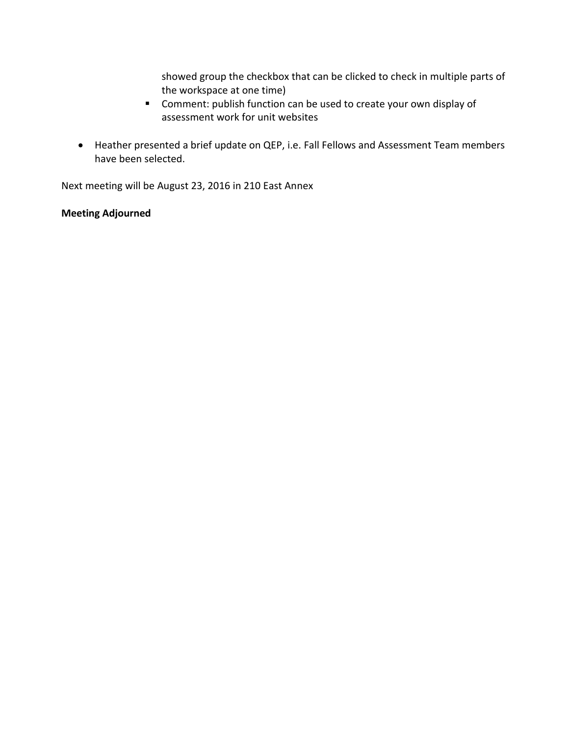showed group the checkbox that can be clicked to check in multiple parts of the workspace at one time)

    - Comment: publish function can be used to create your own display of assessment work for unit websites

- Heather presented a brief update on QEP, i.e. Fall Fellows and Assessment Team members have been selected.

Next meeting will be August 23, 2016 in 210 East Annex

**Meeting Adjourned**